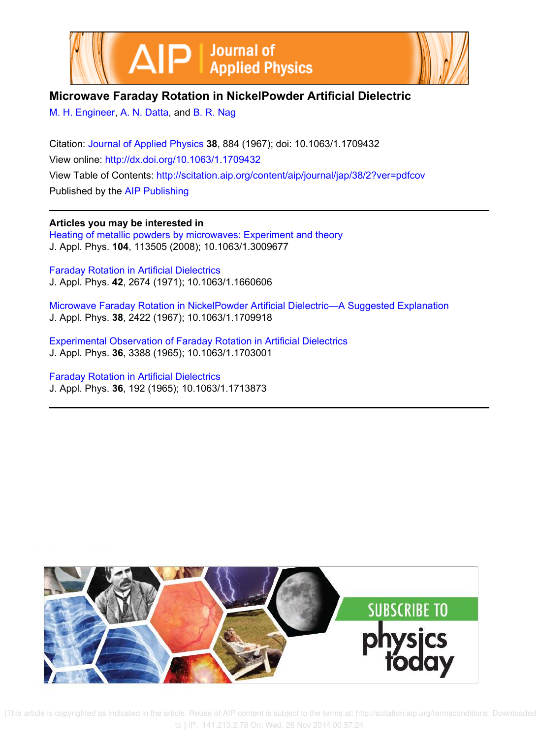# Microwave Faraday Rotation in NickelPowder Artificial Dielectric

M. H. Engineer, A. N. Datta, and B. R. Nag

Citation: Journal of Applied Physics **38**, 884 (1967); doi: 10.1063/1.1709432

View online: http://dx.doi.org/10.1063/1.1709432

View Table of Contents: http://scitation.aip.org/content/aip/journal/jap/38/2?ver=pdfcov

Published by the AIP Publishing

---

**Articles you may be interested in**

Heating of metallic powders by microwaves: Experiment and theory
J. Appl. Phys. **104**, 113505 (2008); 10.1063/1.3009677

Faraday Rotation in Artificial Dielectrics
J. Appl. Phys. **42**, 2674 (1971); 10.1063/1.1660606

Microwave Faraday Rotation in NickelPowder Artificial Dielectric—A Suggested Explanation
J. Appl. Phys. **38**, 2422 (1967); 10.1063/1.1709918

Experimental Observation of Faraday Rotation in Artificial Dielectrics
J. Appl. Phys. **36**, 3388 (1965); 10.1063/1.1703001

Faraday Rotation in Artificial Dielectrics
J. Appl. Phys. **36**, 192 (1965); 10.1063/1.1713873

---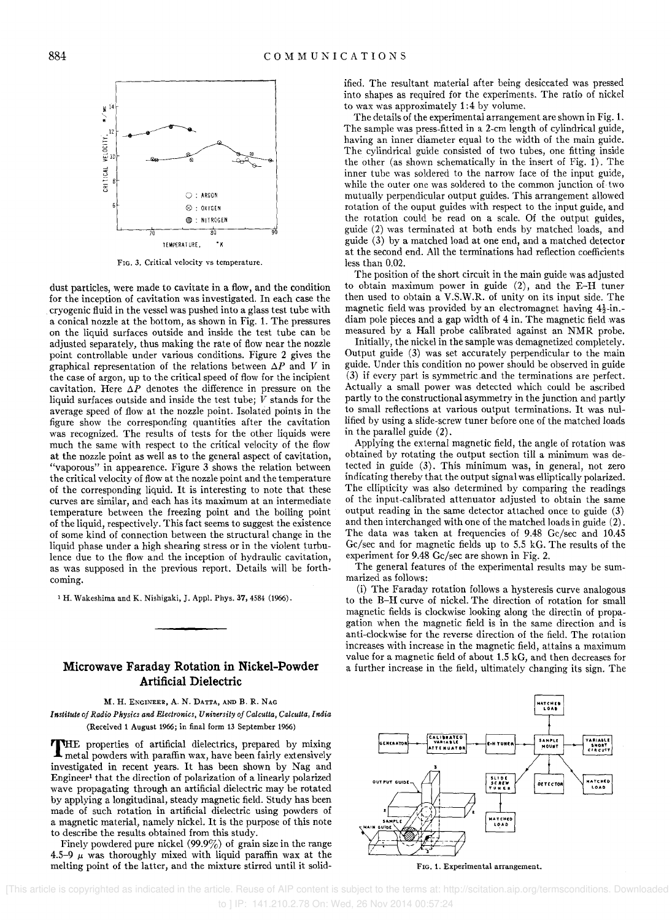FIG. 3. Critical velocity vs temperature.

dust particles, were made to cavitate in a flow, and the condition for the inception of cavitation was investigated. In each case the cryogenic fluid in the vessel was pushed into a glass test tube with a conical nozzle at the bottom, as shown in Fig. 1. The pressures on the liquid surfaces outside and inside the test tube can be adjusted separately, thus making the rate of flow near the nozzle point controllable under various conditions. Figure 2 gives the graphical representation of the relations between $\Delta P$ and $V$ in the case of argon, up to the critical speed of flow for the incipient cavitation. Here $\Delta P$ denotes the difference in pressure on the liquid surfaces outside and inside the test tube; $V$ stands for the average speed of flow at the nozzle point. Isolated points in the figure show the corresponding quantities after the cavitation was recognized. The results of tests for the other liquids were much the same with respect to the critical velocity of the flow at the nozzle point as well as to the general aspect of cavitation, "vaporous" in appearence. Figure 3 shows the relation between the critical velocity of flow at the nozzle point and the temperature of the corresponding liquid. It is interesting to note that these curves are similar, and each has its maximum at an intermediate temperature between the freezing point and the boiling point of the liquid, respectively. This fact seems to suggest the existence of some kind of connection between the structural change in the liquid phase under a high shearing stress or in the violent turbulence due to the flow and the inception of hydraulic cavitation, as was supposed in the previous report. Details will be forthcoming.

[1] H. Wakeshima and K. Nishigaki, J. Appl. Phys. **37**, 4584 (1966).

## Microwave Faraday Rotation in Nickel-Powder Artificial Dielectric

M. H. ENGINEER, A. N. DATTA, AND B. R. NAG

*Institute of Radio Physics and Electronics, University of Calcutta, Calcutta, India*

(Received 1 August 1966; in final form 13 September 1966)

THE properties of artificial dielectrics, prepared by mixing metal powders with paraffin wax, have been fairly extensively investigated in recent years. It has been shown by Nag and Engineer[1] that the direction of polarization of a linearly polarized wave propagating through an artificial dielectric may be rotated by applying a longitudinal, steady magnetic field. Study has been made of such rotation in artificial dielectric using powders of a magnetic material, namely nickel. It is the purpose of this note to describe the results obtained from this study.

Finely powdered pure nickel (99.9%) of grain size in the range 4.5–9 $\mu$ was thoroughly mixed with liquid paraffin wax at the melting point of the latter, and the mixture stirred until it solidified. The resultant material after being desiccated was pressed into shapes as required for the experiments. The ratio of nickel to wax was approximately 1:4 by volume.

The details of the experimental arrangement are shown in Fig. 1. The sample was press-fitted in a 2-cm length of cylindrical guide, having an inner diameter equal to the width of the main guide. The cylindrical guide consisted of two tubes, one fitting inside the other (as shown schematically in the insert of Fig. 1). The inner tube was soldered to the narrow face of the input guide, while the outer one was soldered to the common junction of two mutually perpendicular output guides. This arrangement allowed rotation of the output guides with respect to the input guide, and the rotation could be read on a scale. Of the output guides, guide (2) was terminated at both ends by matched loads, and guide (3) by a matched load at one end, and a matched detector at the second end. All the terminations had reflection coefficients less than 0.02.

The position of the short circuit in the main guide was adjusted to obtain maximum power in guide (2), and the E–H tuner then used to obtain a V.S.W.R. of unity on its input side. The magnetic field was provided by an electromagnet having $4\frac{1}{2}$-in.-diam pole pieces and a gap width of 4 in. The magnetic field was measured by a Hall probe calibrated against an NMR probe.

Initially, the nickel in the sample was demagnetized completely. Output guide (3) was set accurately perpendicular to the main guide. Under this condition no power should be observed in guide (3) if every part is symmetric and the terminations are perfect. Actually a small power was detected which could be ascribed partly to the constructional asymmetry in the junction and partly to small reflections at various output terminations. It was nullified by using a slide-screw tuner before one of the matched loads in the parallel guide (2).

Applying the external magnetic field, the angle of rotation was obtained by rotating the output section till a minimum was detected in guide (3). This minimum was, in general, not zero indicating thereby that the output signal was elliptically polarized. The ellipticity was also determined by comparing the readings of the input-calibrated attenuator adjusted to obtain the same output reading in the same detector attached once to guide (3) and then interchanged with one of the matched loads in guide (2). The data was taken at frequencies of 9.48 Gc/sec and 10.45 Gc/sec and for magnetic fields up to 5.5 kG. The results of the experiment for 9.48 Gc/sec are shown in Fig. 2.

The general features of the experimental results may be summarized as follows:

(i) The Faraday rotation follows a hysteresis curve analogous to the B–H curve of nickel. The direction of rotation for small magnetic fields is clockwise looking along the directin of propagation when the magnetic field is in the same direction and is anti-clockwise for the reverse direction of the field. The rotation increases with increase in the magnetic field, attains a maximum value for a magnetic field of about 1.5 kG, and then decreases for a further increase in the field, ultimately changing its sign. The

FIG. 1. Experimental arrangement.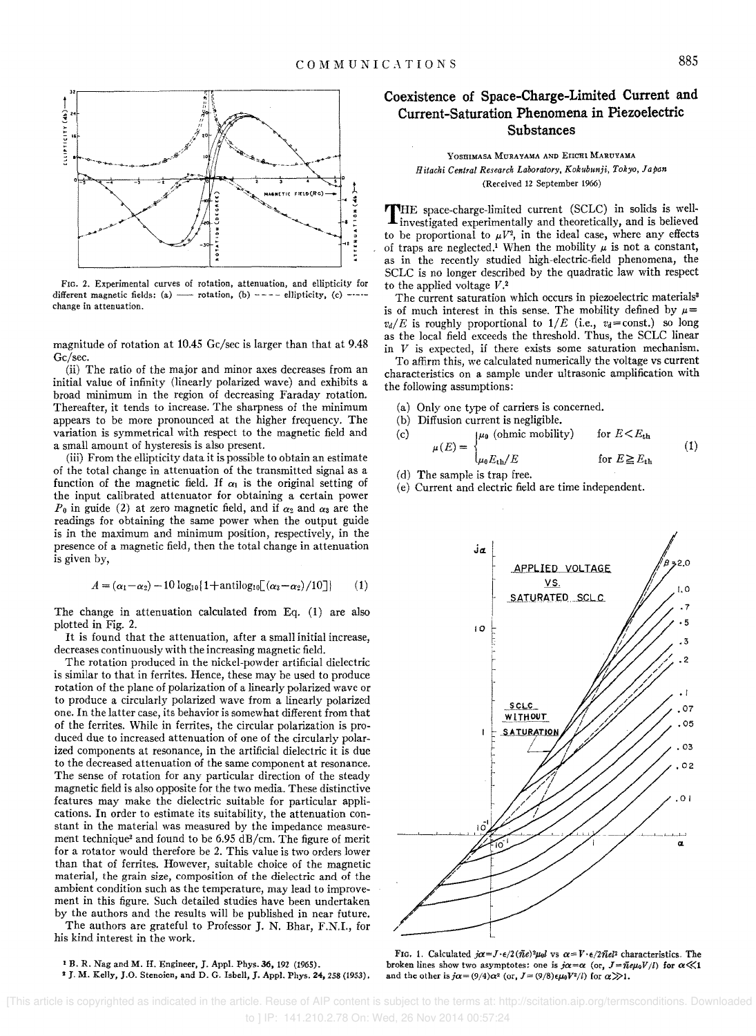magnitude of rotation at 10.45 Gc/sec is larger than that at 9.48 Gc/sec.

(ii) The ratio of the major and minor axes decreases from an initial value of infinity (linearly polarized wave) and exhibits a broad minimum in the region of decreasing Faraday rotation. Thereafter, it tends to increase. The sharpness of the minimum appears to be more pronounced at the higher frequency. The variation is symmetrical with respect to the magnetic field and a small amount of hysteresis is also present.

(iii) From the ellipticity data it is possible to obtain an estimate of the total change in attenuation of the transmitted signal as a function of the magnetic field. If $\alpha_1$ is the original setting of the input calibrated attenuator for obtaining a certain power $P_0$ in guide (2) at zero magnetic field, and if $\alpha_2$ and $\alpha_3$ are the readings for obtaining the same power when the output guide is in the maximum and minimum position, respectively, in the presence of a magnetic field, then the total change in attenuation is given by,

$$A = (\alpha_1 - \alpha_2) - 10 \log_{10}\{1 + \text{antilog}_{10}[(\alpha_3 - \alpha_2)/10]\} \qquad (1)$$

The change in attenuation calculated from Eq. (1) are also plotted in Fig. 2.

It is found that the attenuation, after a small initial increase, decreases continuously with the increasing magnetic field.

The rotation produced in the nickel-powder artificial dielectric is similar to that in ferrites. Hence, these may be used to produce rotation of the plane of polarization of a linearly polarized wave or to produce a circularly polarized wave from a linearly polarized one. In the latter case, its behavior is somewhat different from that of the ferrites. While in ferrites, the circular polarization is produced due to increased attenuation of one of the circularly polarized components at resonance, in the artificial dielectric it is due to the decreased attenuation of the same component at resonance. The sense of rotation for any particular direction of the steady magnetic field is also opposite for the two media. These distinctive features may make the dielectric suitable for particular applications. In order to estimate its suitability, the attenuation constant in the material was measured by the impedance measurement technique[2] and found to be 6.95 dB/cm. The figure of merit for a rotator would therefore be 2. This value is two orders lower than that of ferrites. However, suitable choice of the magnetic material, the grain size, composition of the dielectric and of the ambient condition such as the temperature, may lead to improvement in this figure. Such detailed studies have been undertaken by the authors and the results will be published in near future.

The authors are grateful to Professor J. N. Bhar, F.N.I., for his kind interest in the work.

[1] B. R. Nag and M. H. Engineer, J. Appl. Phys. **36**, 192 (1965).
[2] J. M. Kelly, J.O. Stenoien, and D. G. Isbell, J. Appl. Phys. **24**, 258 (1953).

ELLIPTICITY (db)
ROTATION (DEGREE)
ATTENUATION (db)
MAGNETIC FIELD (KG)

FIG. 2. Experimental curves of rotation, attenuation, and ellipticity for different magnetic fields: (a) —— rotation, (b) - - - - ellipticity, (c) -·-·- change in attenuation.

# Coexistence of Space-Charge-Limited Current and Current-Saturation Phenomena in Piezoelectric Substances

Yoshimasa Murayama and Eiichi Maruyama

*Hitachi Central Research Laboratory, Kokubunji, Tokyo, Japan*

(Received 12 September 1966)

The space-charge-limited current (SCLC) in solids is well-investigated experimentally and theoretically, and is believed to be proportional to $\mu V^2$, in the ideal case, where any effects of traps are neglected.[1] When the mobility $\mu$ is not a constant, as in the recently studied high-electric-field phenomena, the SCLC is no longer described by the quadratic law with respect to the applied voltage $V$.[2]

The current saturation which occurs in piezoelectric materials[3] is of much interest in this sense. The mobility defined by $\mu = v_d/E$ is roughly proportional to $1/E$ (i.e., $v_d$=const.) so long as the local field exceeds the threshold. Thus, the SCLC linear in $V$ is expected, if there exists some saturation mechanism.

To affirm this, we calculated numerically the voltage vs current characteristics on a sample under ultrasonic amplification with the following assumptions:

(a) Only one type of carriers is concerned.
(b) Diffusion current is negligible.
(c)

$$\mu(E) = \begin{cases} \mu_0 \text{ (ohmic mobility)} & \text{for } E < E_{\text{th}} \\ \mu_0 E_{\text{th}}/E & \text{for } E \geq E_{\text{th}} \end{cases} \qquad (1)$$

(d) The sample is trap free.
(e) Current and electric field are time independent.

APPLIED VOLTAGE VS. SATURATED SCLC

SCLC WITHOUT SATURATION

$j\alpha$

$\alpha$

$\beta = 2.0$, 1.0, .7, .5, .3, .2, .1, .07, .05, .03, .02, .01

10, 1, $10^{-1}$, $10^{-1}$, 1

FIG. 1. Calculated $j\alpha = J\cdot\epsilon/2(\bar{n}e)^2\mu_0 l$ vs $\alpha = V\cdot\epsilon/2\bar{n}el^2$ characteristics. The broken lines show two asymptotes: one is $j\alpha = \alpha$ (or, $J = \bar{n}e\mu_0 V/l$) for $\alpha \ll 1$ and the other is $j\alpha = (9/4)\alpha^2$ (or, $J = (9/8)\epsilon\mu_0 V^2/l$) for $\alpha \gg 1$.